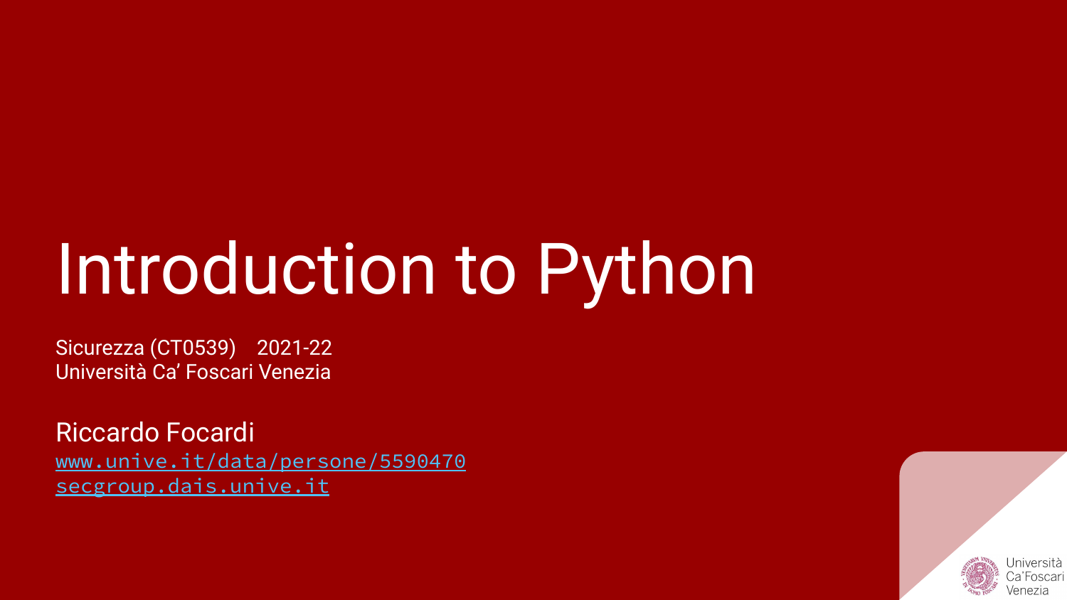# Introduction to Python

Sicurezza (CT0539) 2021-22
Università Ca’ Foscari Venezia

Riccardo Focardi
www.unive.it/data/persone/5590470
secgroup.dais.unive.it

Università Ca’Foscari Venezia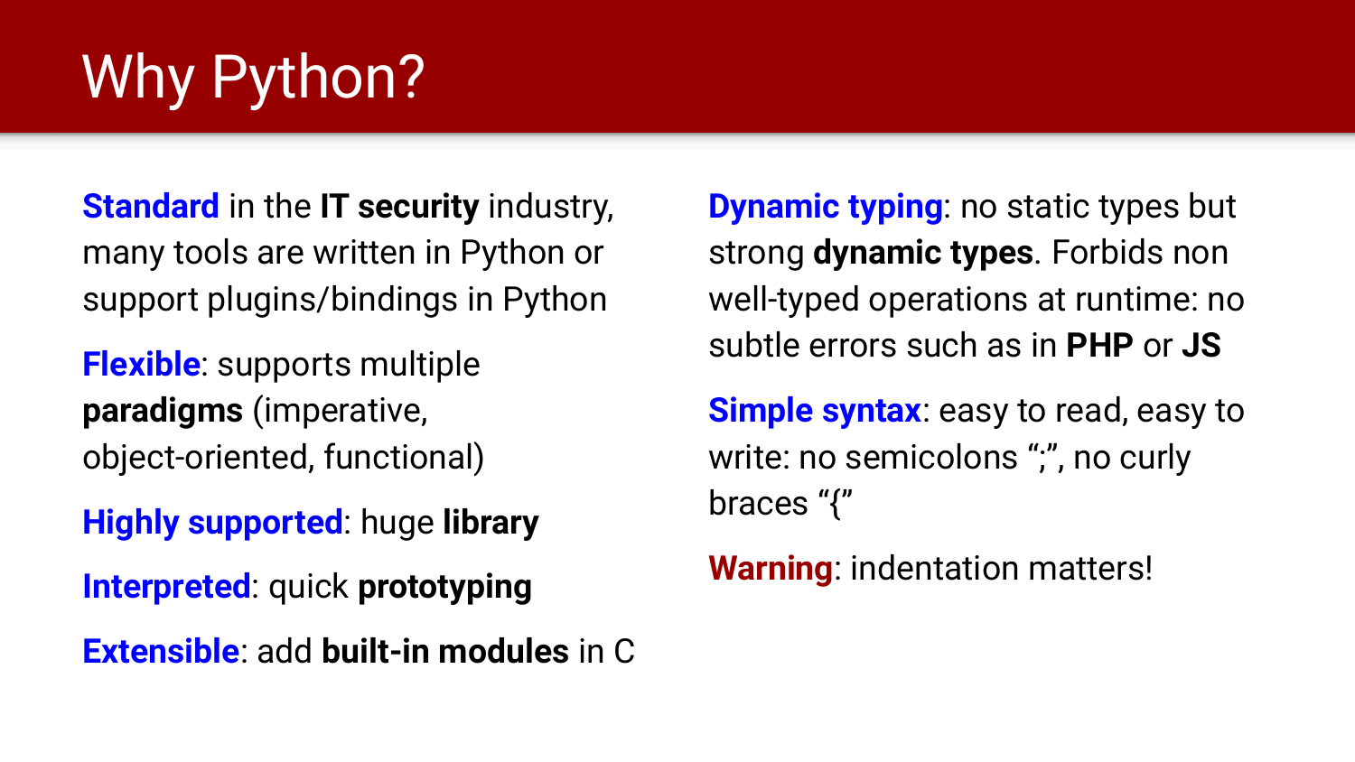# Why Python?

**Standard** in the **IT security** industry, many tools are written in Python or support plugins/bindings in Python

**Flexible**: supports multiple **paradigms** (imperative, object-oriented, functional)

**Highly supported**: huge **library**

**Interpreted**: quick **prototyping**

**Extensible**: add **built-in modules** in C

**Dynamic typing**: no static types but strong **dynamic types**. Forbids non well-typed operations at runtime: no subtle errors such as in **PHP** or **JS**

**Simple syntax**: easy to read, easy to write: no semicolons ";", no curly braces "{"

**Warning**: indentation matters!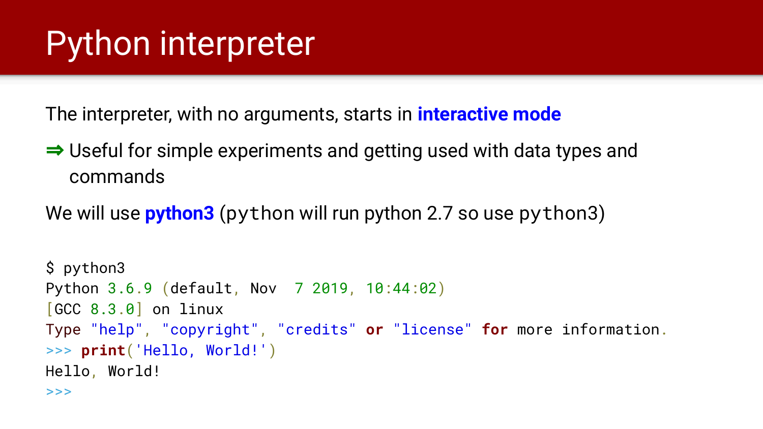# Python interpreter

The interpreter, with no arguments, starts in **interactive mode**

⇒ Useful for simple experiments and getting used with data types and commands

We will use **python3** (`python` will run python 2.7 so use `python3`)

```
$ python3
Python 3.6.9 (default, Nov  7 2019, 10:44:02)
[GCC 8.3.0] on linux
Type "help", "copyright", "credits" or "license" for more information.
>>> print('Hello, World!')
Hello, World!
>>>
```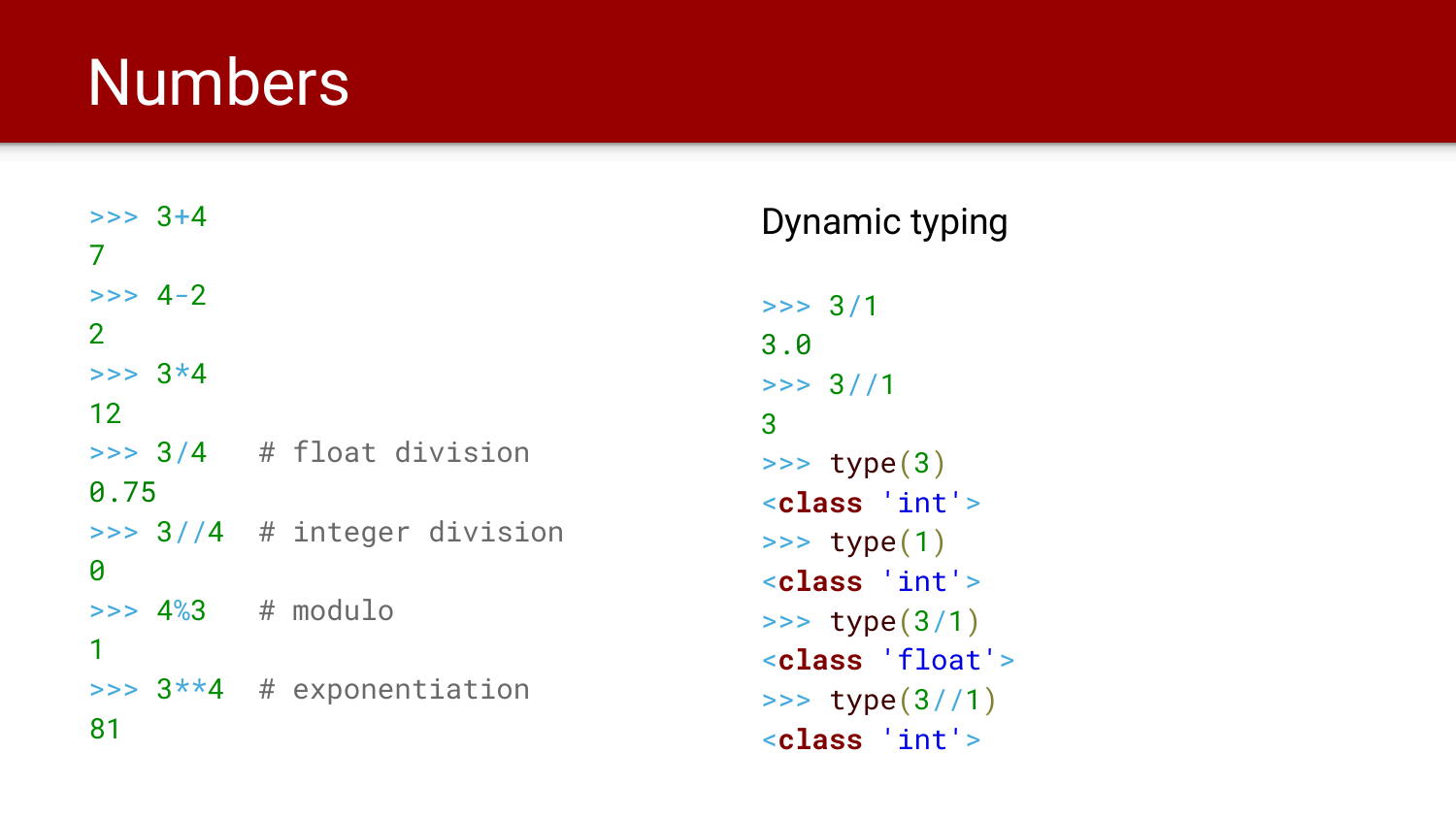# Numbers

```
>>> 3+4
7
>>> 4-2
2
>>> 3*4
12
>>> 3/4   # float division
0.75
>>> 3//4  # integer division
0
>>> 4%3   # modulo
1
>>> 3**4  # exponentiation
81
```

Dynamic typing

```
>>> 3/1
3.0
>>> 3//1
3
>>> type(3)
<class 'int'>
>>> type(1)
<class 'int'>
>>> type(3/1)
<class 'float'>
>>> type(3//1)
<class 'int'>
```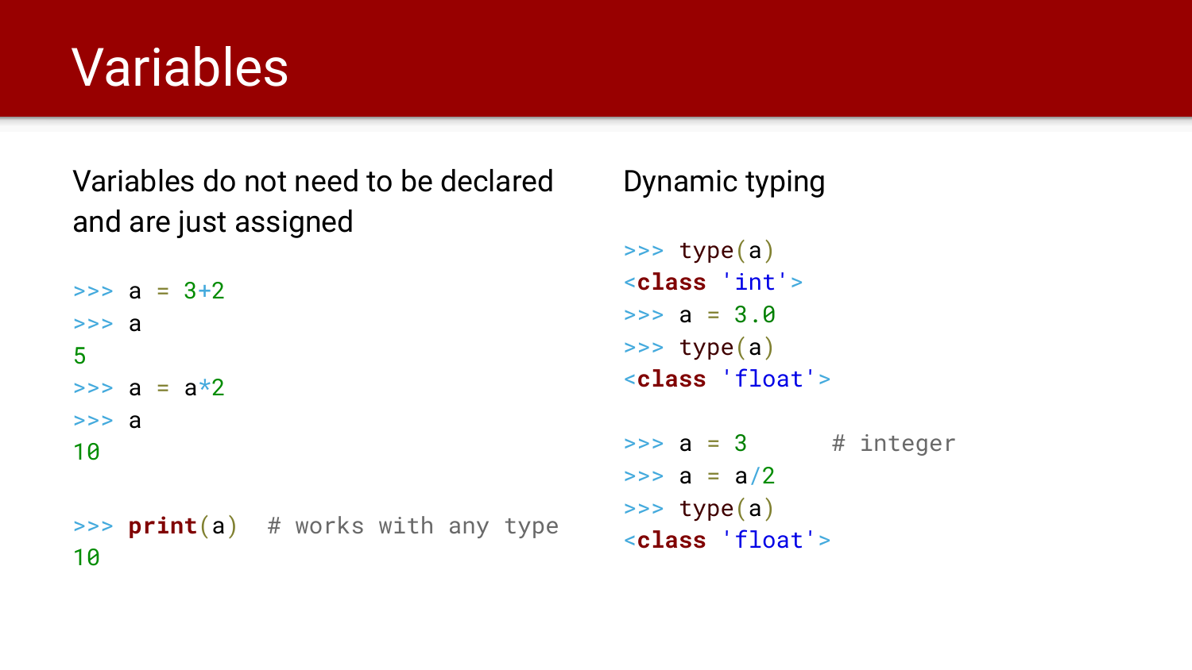# Variables

Variables do not need to be declared and are just assigned

```
>>> a = 3+2
>>> a
5
>>> a = a*2
>>> a
10

>>> print(a)  # works with any type
10
```

Dynamic typing

```
>>> type(a)
<class 'int'>
>>> a = 3.0
>>> type(a)
<class 'float'>

>>> a = 3      # integer
>>> a = a/2
>>> type(a)
<class 'float'>
```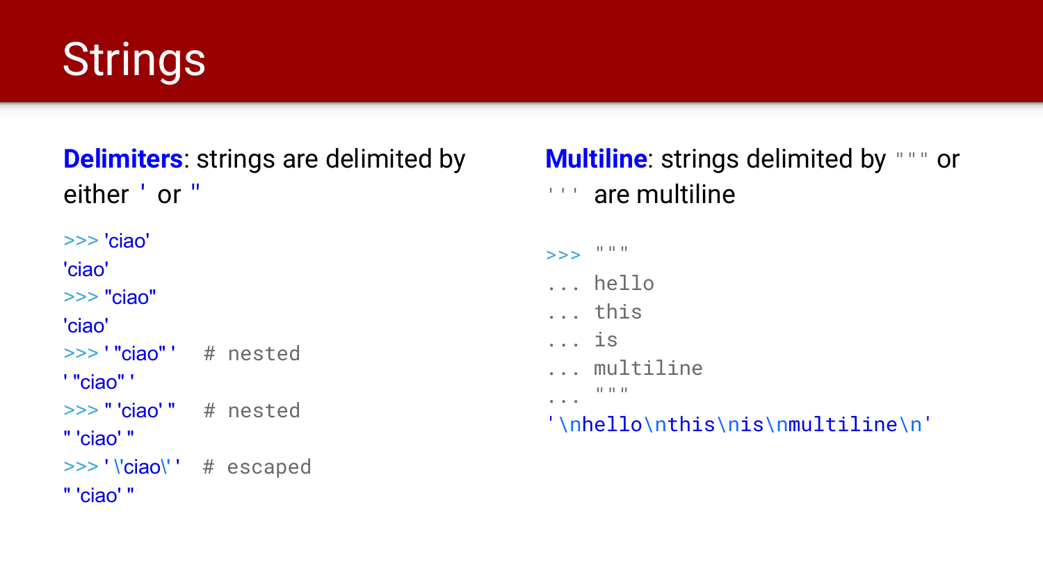# Strings

**Delimiters**: strings are delimited by either ' or "

```
>>> 'ciao'
'ciao'
>>> "ciao"
'ciao'
>>> '"ciao"'   # nested
'"ciao"'
>>> "'ciao'"   # nested
"'ciao'"
>>> '\'ciao\''   # escaped
"'ciao'"
```

**Multiline**: strings delimited by """ or ''' are multiline

```
>>> """
... hello
... this
... is
... multiline
... """
'\nhello\nthis\nis\nmultiline\n'
```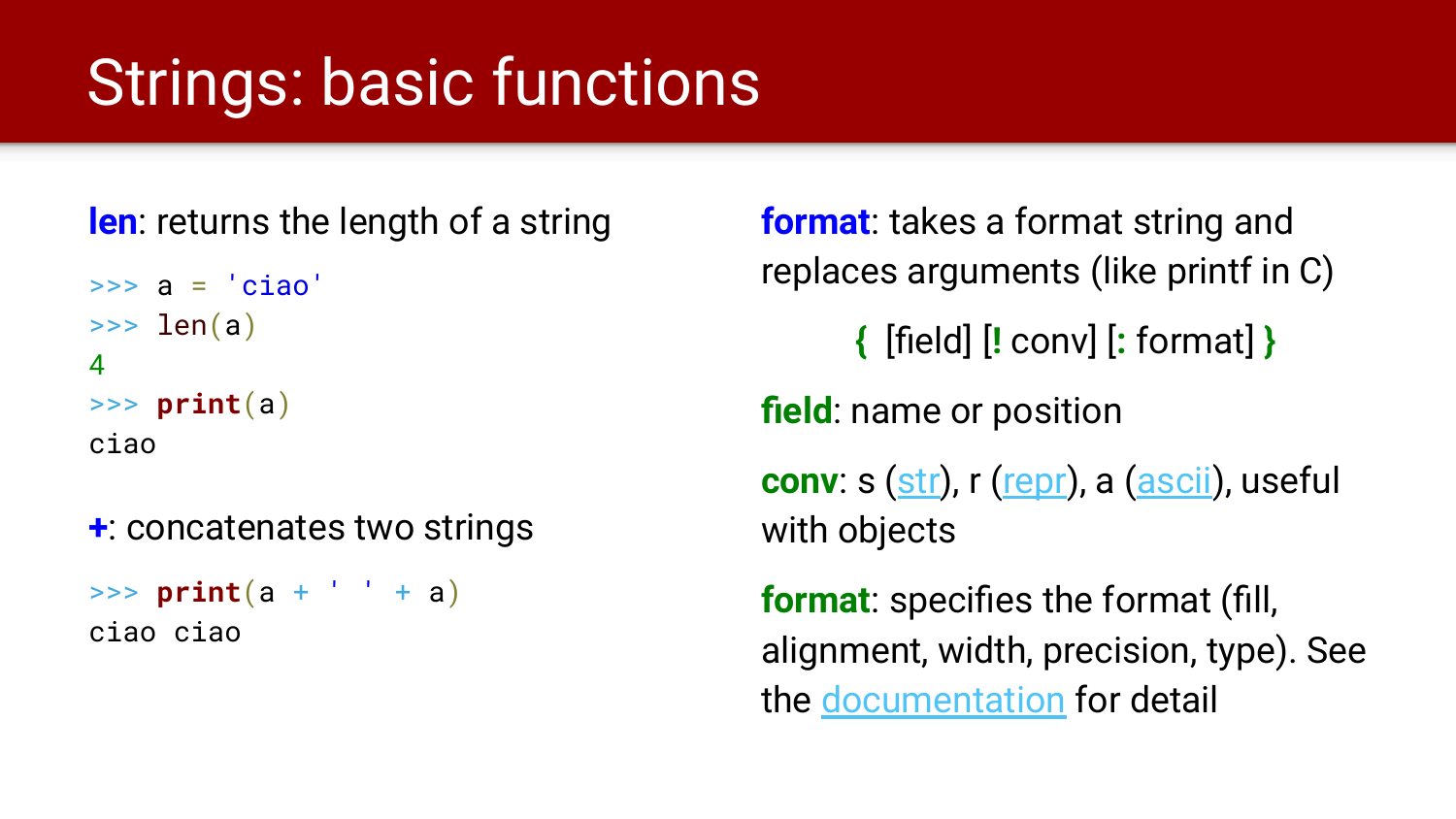# Strings: basic functions

**len**: returns the length of a string

```
>>> a = 'ciao'
>>> len(a)
4
>>> print(a)
ciao
```

**+**: concatenates two strings

```
>>> print(a + ' ' + a)
ciao ciao
```

**format**: takes a format string and replaces arguments (like printf in C)

**{** [field] [**!** conv] [**:** format] **}**

**field**: name or position

**conv**: s (str), r (repr), a (ascii), useful with objects

**format**: specifies the format (fill, alignment, width, precision, type). See the documentation for detail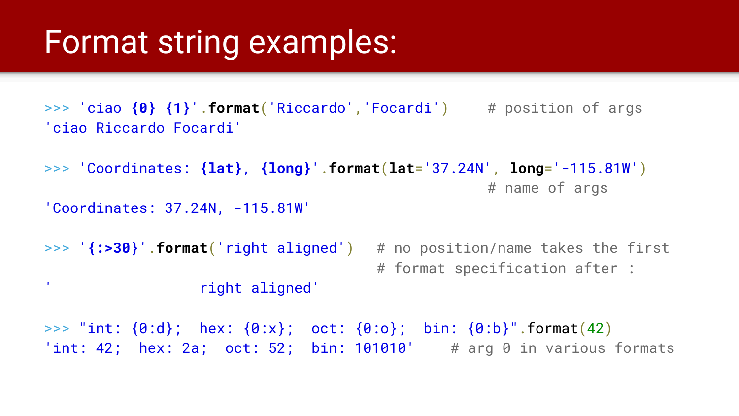# Format string examples:

```
>>> 'ciao {0} {1}'.format('Riccardo','Focardi')     # position of args
'ciao Riccardo Focardi'

>>> 'Coordinates: {lat}, {long}'.format(lat='37.24N', long='-115.81W')
                                                    # name of args
'Coordinates: 37.24N, -115.81W'

>>> '{:>30}'.format('right aligned')   # no position/name takes the first
                                       # format specification after :
'                 right aligned'

>>> "int: {0:d};  hex: {0:x};  oct: {0:o};  bin: {0:b}".format(42)
'int: 42;  hex: 2a;  oct: 52;  bin: 101010'    # arg 0 in various formats
```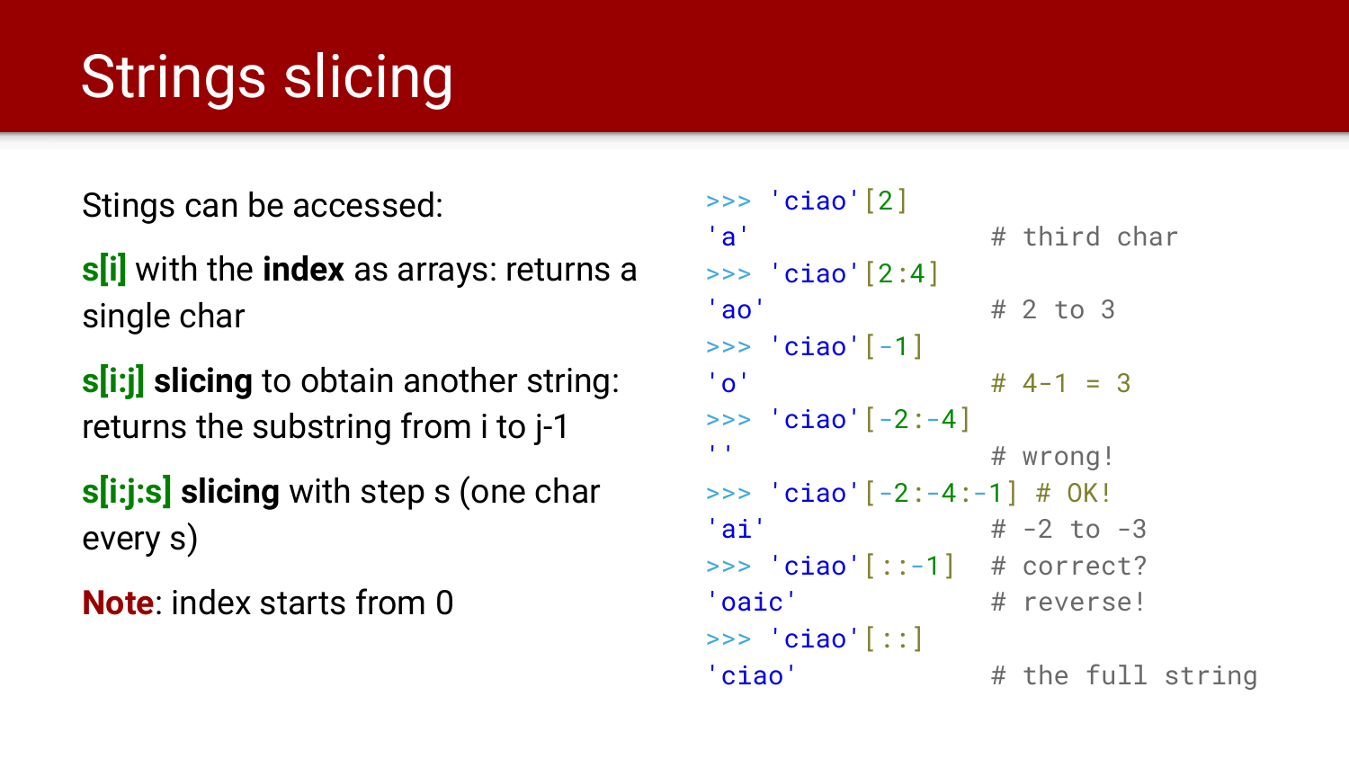# Strings slicing

Stings can be accessed:

**s[i]** with the **index** as arrays: returns a single char

**s[i:j] slicing** to obtain another string: returns the substring from i to j-1

**s[i:j:s] slicing** with step s (one char every s)

**Note**: index starts from 0

```
>>> 'ciao'[2]
'a'                 # third char
>>> 'ciao'[2:4]
'ao'                # 2 to 3
>>> 'ciao'[-1]
'o'                 # 4-1 = 3
>>> 'ciao'[-2:-4]
''                  # wrong!
>>> 'ciao'[-2:-4:-1] # OK!
'ai'                # -2 to -3
>>> 'ciao'[::-1]    # correct?
'oaic'              # reverse!
>>> 'ciao'[::]
'ciao'              # the full string
```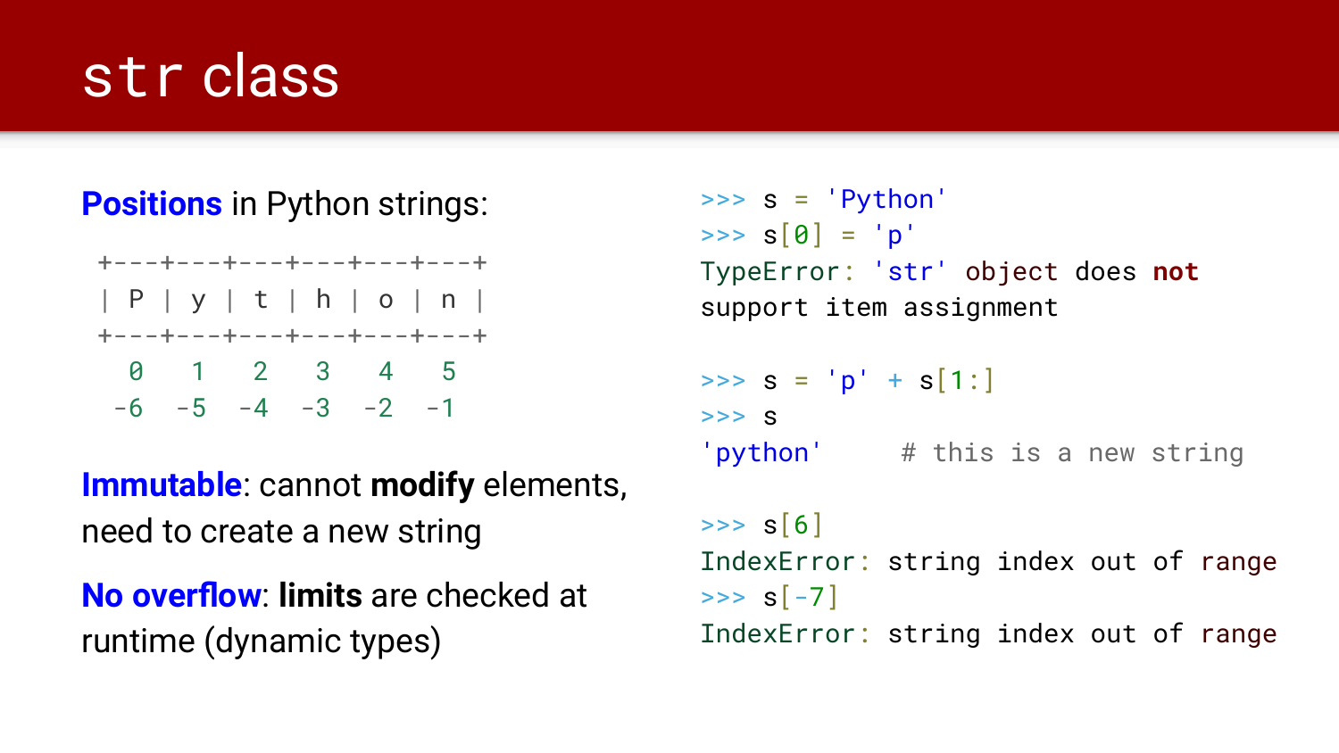# str class

**Positions** in Python strings:

```
+---+---+---+---+---+---+
| P | y | t | h | o | n |
+---+---+---+---+---+---+
  0   1   2   3   4   5
 -6  -5  -4  -3  -2  -1
```

**Immutable**: cannot **modify** elements, need to create a new string

**No overflow**: **limits** are checked at runtime (dynamic types)

```
>>> s = 'Python'
>>> s[0] = 'p'
TypeError: 'str' object does not
support item assignment

>>> s = 'p' + s[1:]
>>> s
'python'     # this is a new string

>>> s[6]
IndexError: string index out of range
>>> s[-7]
IndexError: string index out of range
```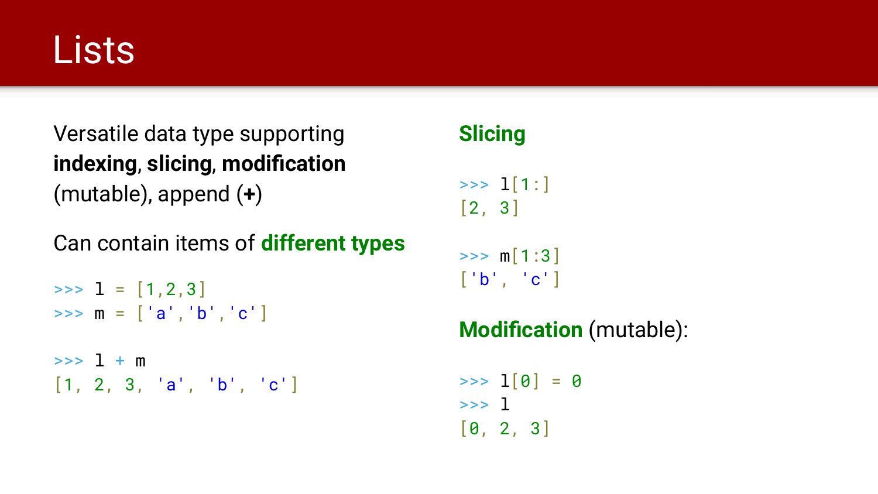# Lists

Versatile data type supporting **indexing, slicing, modification** (mutable), append (**+**)

Can contain items of **different types**

```
>>> l = [1,2,3]
>>> m = ['a','b','c']

>>> l + m
[1, 2, 3, 'a', 'b', 'c']
```

**Slicing**

```
>>> l[1:]
[2, 3]

>>> m[1:3]
['b', 'c']
```

**Modification** (mutable):

```
>>> l[0] = 0
>>> l
[0, 2, 3]
```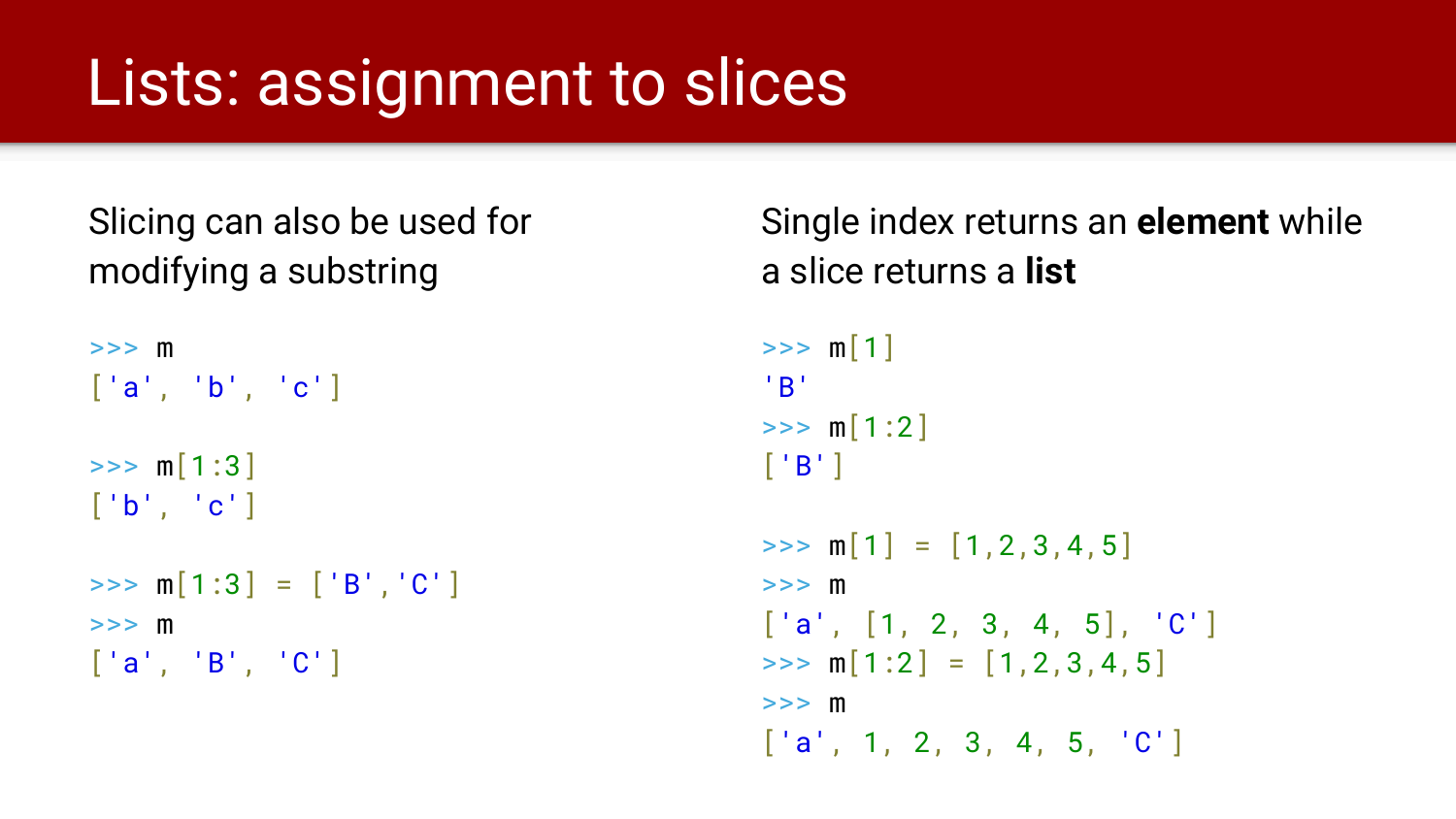# Lists: assignment to slices

Slicing can also be used for modifying a substring

```
>>> m
['a', 'b', 'c']

>>> m[1:3]
['b', 'c']

>>> m[1:3] = ['B','C']
>>> m
['a', 'B', 'C']
```

Single index returns an **element** while a slice returns a **list**

```
>>> m[1]
'B'
>>> m[1:2]
['B']

>>> m[1] = [1,2,3,4,5]
>>> m
['a', [1, 2, 3, 4, 5], 'C']
>>> m[1:2] = [1,2,3,4,5]
>>> m
['a', 1, 2, 3, 4, 5, 'C']
```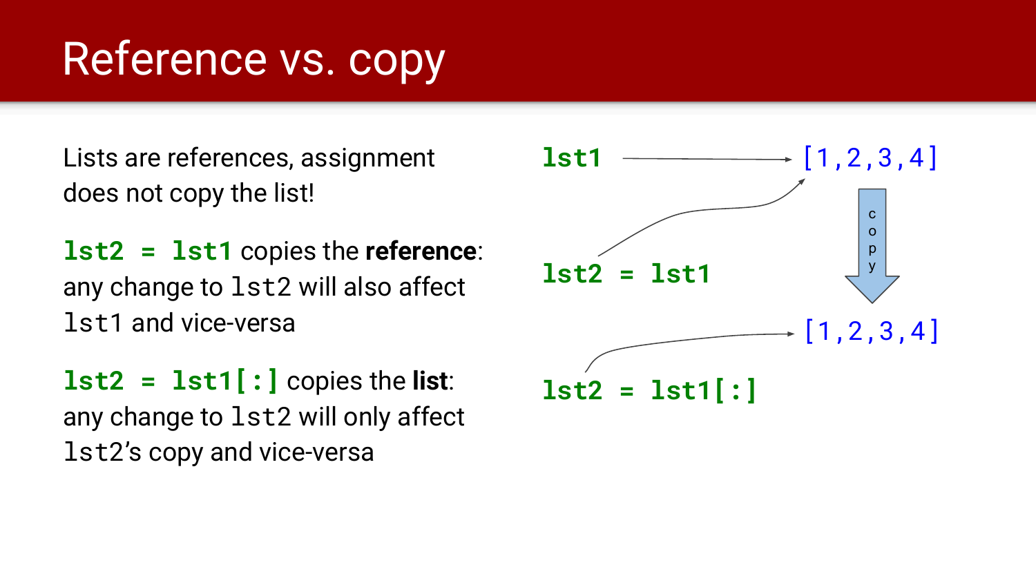# Reference vs. copy

Lists are references, assignment does not copy the list!

**`lst2 = lst1`** copies the **reference**: any change to `lst2` will also affect `lst1` and vice-versa

**`lst2 = lst1[:]`** copies the **list**: any change to `lst2` will only affect `lst2`'s copy and vice-versa

```
lst1 ──────────────→ [1,2,3,4]
                         ↗        │
lst2 = lst1 ─────────┘          copy
                                  ↓
                      ┌──→ [1,2,3,4]
lst2 = lst1[:] ───────┘
```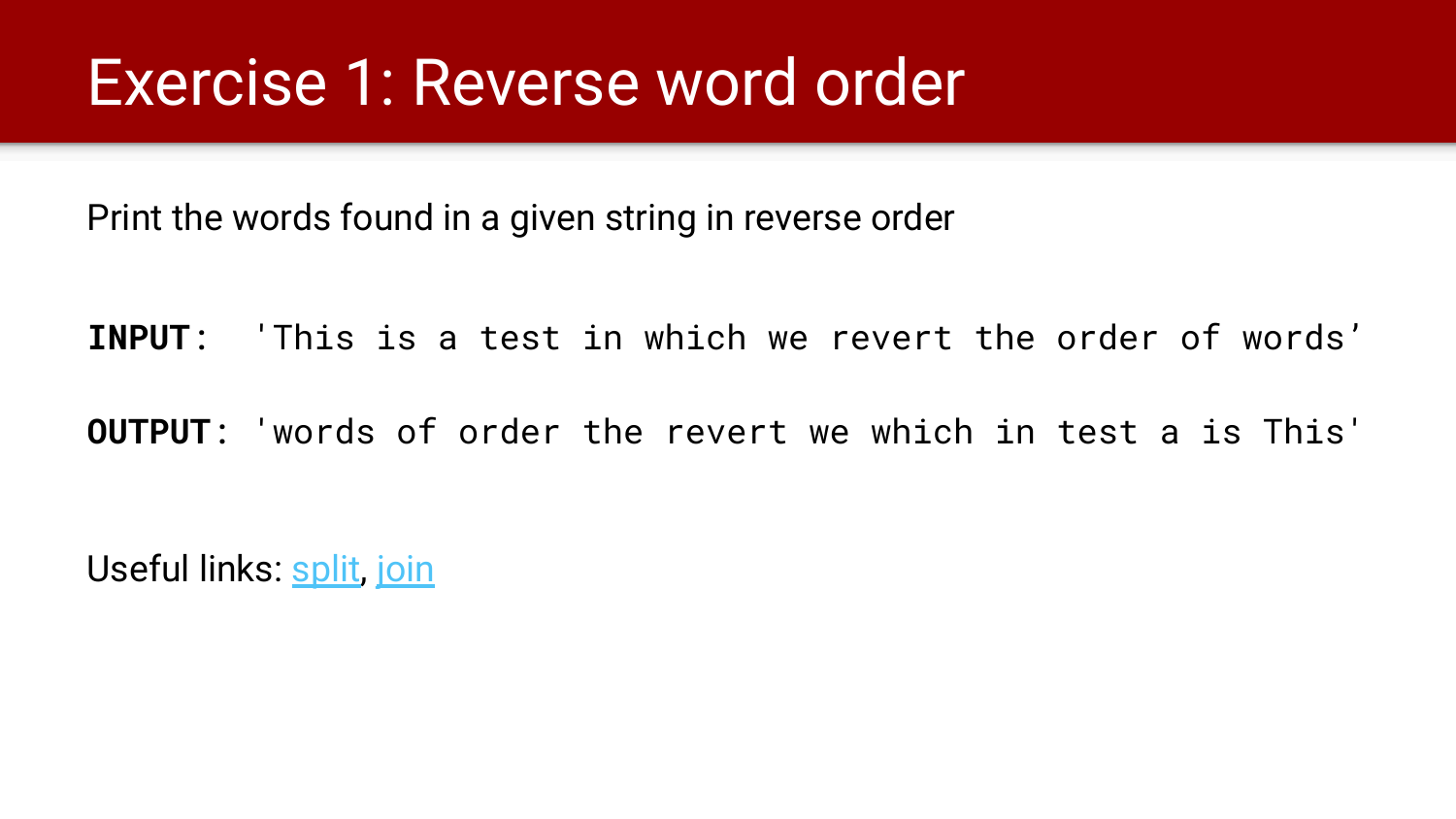# Exercise 1: Reverse word order

Print the words found in a given string in reverse order

**INPUT**: `'This is a test in which we revert the order of words’`

**OUTPUT**: `'words of order the revert we which in test a is This'`

Useful links: split, join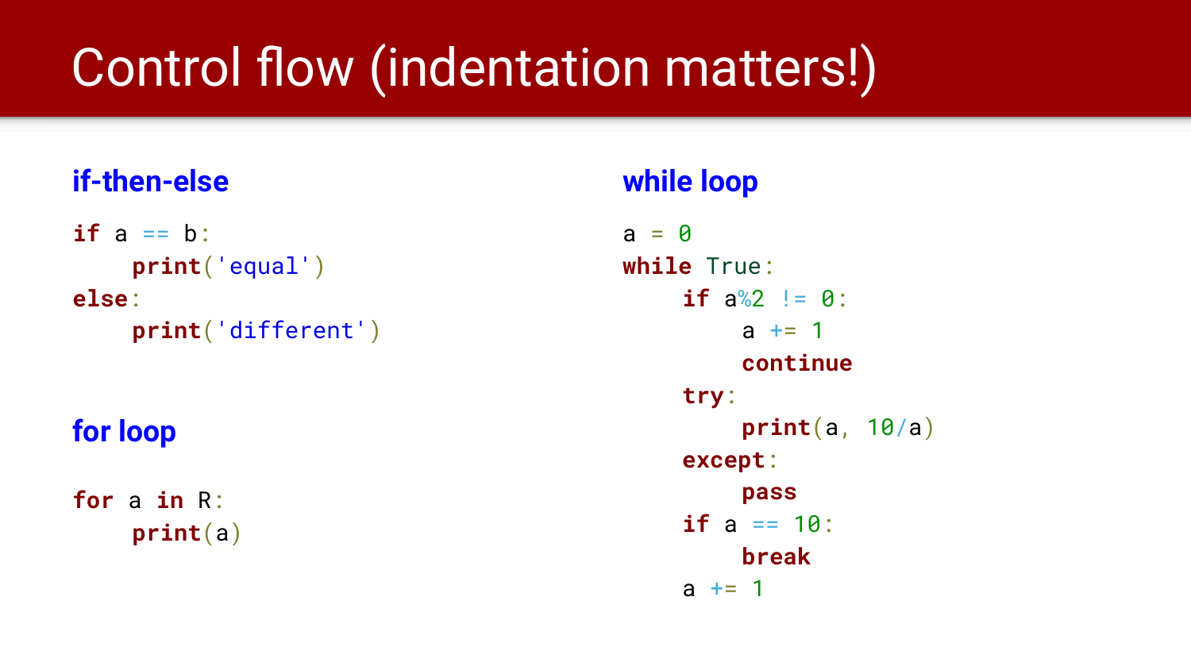# Control flow (indentation matters!)

## if-then-else

```python
if a == b:
    print('equal')
else:
    print('different')
```

## for loop

```python
for a in R:
    print(a)
```

## while loop

```python
a = 0
while True:
    if a%2 != 0:
        a += 1
        continue
    try:
        print(a, 10/a)
    except:
        pass
    if a == 10:
        break
    a += 1
```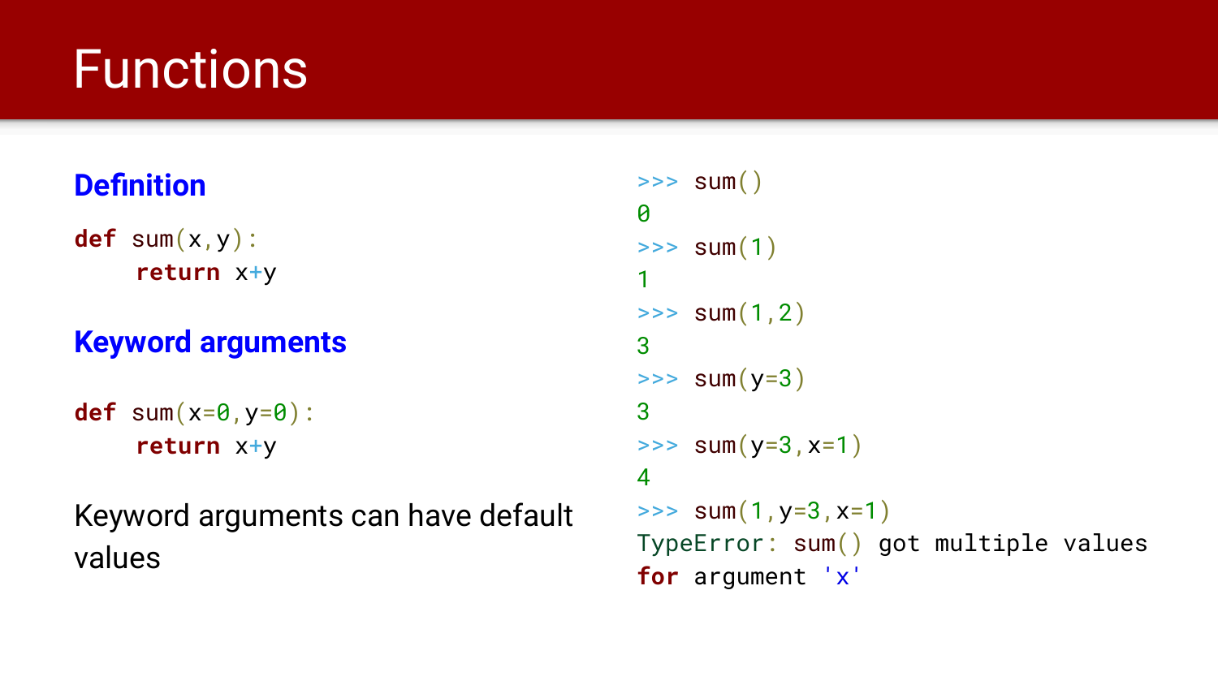# Functions

### Definition

```
def sum(x,y):
    return x+y
```

### Keyword arguments

```
def sum(x=0,y=0):
    return x+y
```

Keyword arguments can have default values

```
>>> sum()
0
>>> sum(1)
1
>>> sum(1,2)
3
>>> sum(y=3)
3
>>> sum(y=3,x=1)
4
>>> sum(1,y=3,x=1)
TypeError: sum() got multiple values
for argument 'x'
```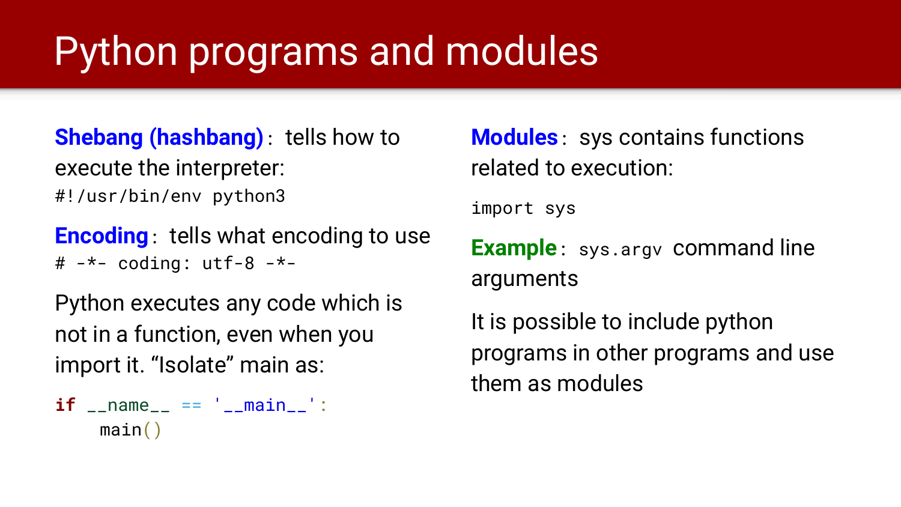# Python programs and modules

**Shebang (hashbang)**: tells how to execute the interpreter:

```
#!/usr/bin/env python3
```

**Encoding**: tells what encoding to use

```
# -*- coding: utf-8 -*-
```

Python executes any code which is not in a function, even when you import it. “Isolate” main as:

```python
if __name__ == '__main__':
    main()
```

**Modules**: sys contains functions related to execution:

```
import sys
```

**Example**: `sys.argv` command line arguments

It is possible to include python programs in other programs and use them as modules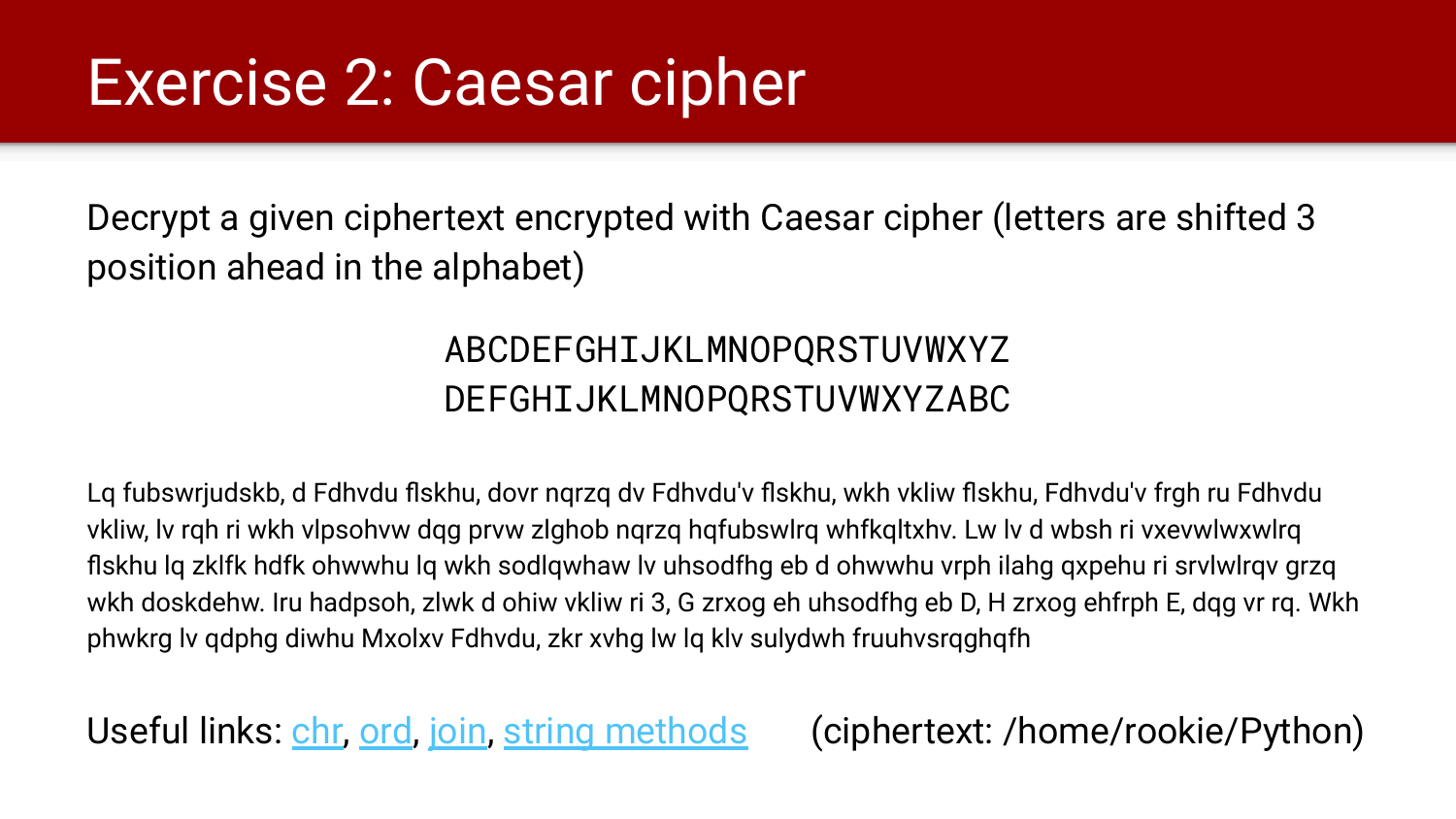# Exercise 2: Caesar cipher

Decrypt a given ciphertext encrypted with Caesar cipher (letters are shifted 3 position ahead in the alphabet)

```
ABCDEFGHIJKLMNOPQRSTUVWXYZ
DEFGHIJKLMNOPQRSTUVWXYZABC
```

Lq fubswrjudskb, d Fdhvdu flskhu, dovr nqrzq dv Fdhvdu'v flskhu, wkh vkliw flskhu, Fdhvdu'v frgh ru Fdhvdu vkliw, lv rqh ri wkh vlpsohvw dqg prvw zlghob nqrzq hqfubswlrq whfkqltxhv. Lw lv d wbsh ri vxevwlwxwlrq flskhu lq zklfk hdfk ohwwhu lq wkh sodlqwhaw lv uhsodfhg eb d ohwwhu vrph ilahg qxpehu ri srvlwlrqv grzq wkh doskdehw. Iru hadpsoh, zlwk d ohiw vkliw ri 3, G zrxog eh uhsodfhg eb D, H zrxog ehfrph E, dqg vr rq. Wkh phwkrg lv qdphg diwhu Mxolxv Fdhvdu, zkr xvhg lw lq klv sulydwh fruuhvsrqghqfh

Useful links: chr, ord, join, string methods (ciphertext: /home/rookie/Python)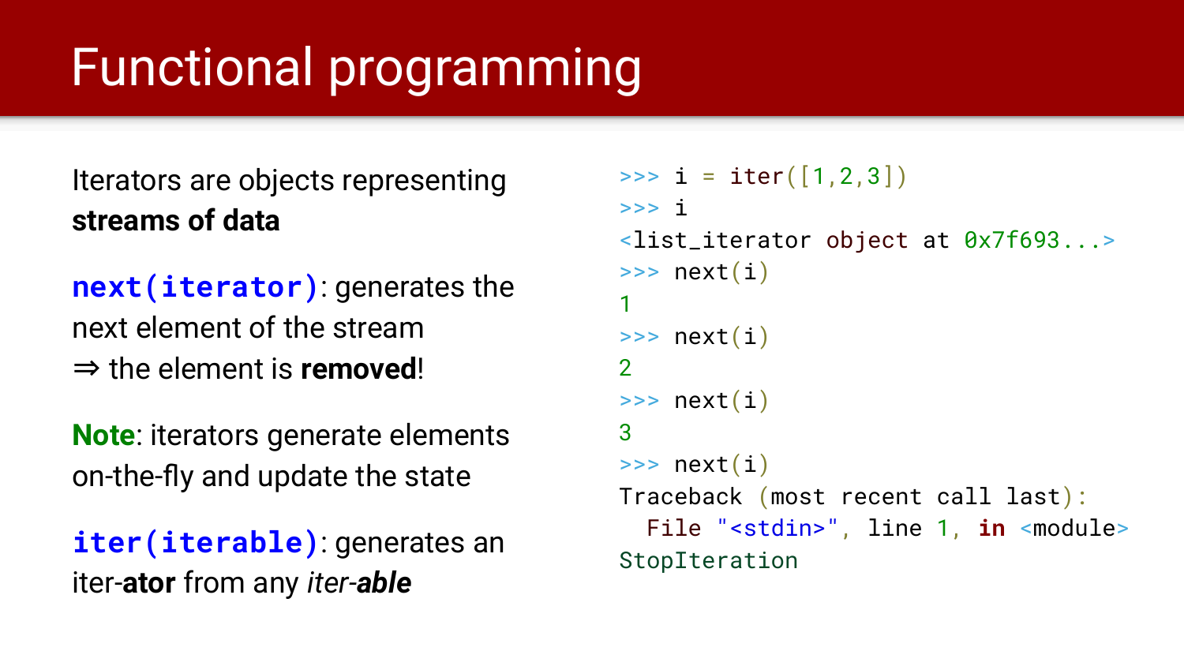# Functional programming

Iterators are objects representing **streams of data**

**`next(iterator)`**: generates the next element of the stream
⇒ the element is **removed**!

**Note**: iterators generate elements on-the-fly and update the state

**`iter(iterable)`**: generates an iter-**ator** from any *iter-**able***

```
>>> i = iter([1,2,3])
>>> i
<list_iterator object at 0x7f693...>
>>> next(i)
1
>>> next(i)
2
>>> next(i)
3
>>> next(i)
Traceback (most recent call last):
  File "<stdin>", line 1, in <module>
StopIteration
```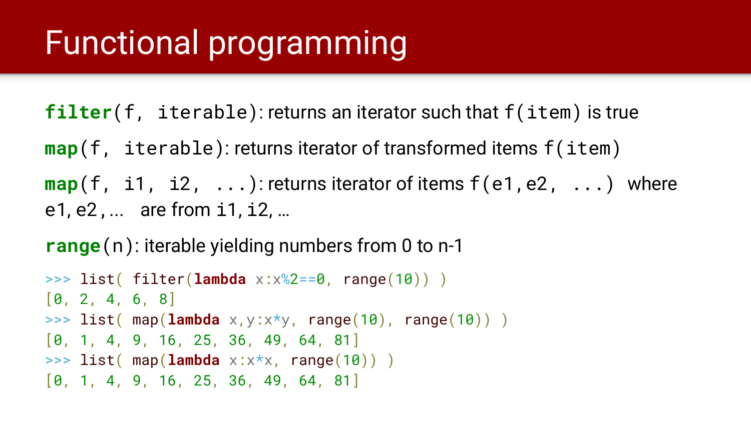# Functional programming

**filter**(`f, iterable`): returns an iterator such that `f(item)` is true

**map**(`f, iterable`): returns iterator of transformed items `f(item)`

**map**(`f, i1, i2, ...`): returns iterator of items `f(e1,e2, ...)` where `e1`, `e2`, ... are from `i1`, `i2`, ...

**range**(`n`): iterable yielding numbers from 0 to n-1

```
>>> list( filter(lambda x:x%2==0, range(10)) )
[0, 2, 4, 6, 8]
>>> list( map(lambda x,y:x*y, range(10), range(10)) )
[0, 1, 4, 9, 16, 25, 36, 49, 64, 81]
>>> list( map(lambda x:x*x, range(10)) )
[0, 1, 4, 9, 16, 25, 36, 49, 64, 81]
```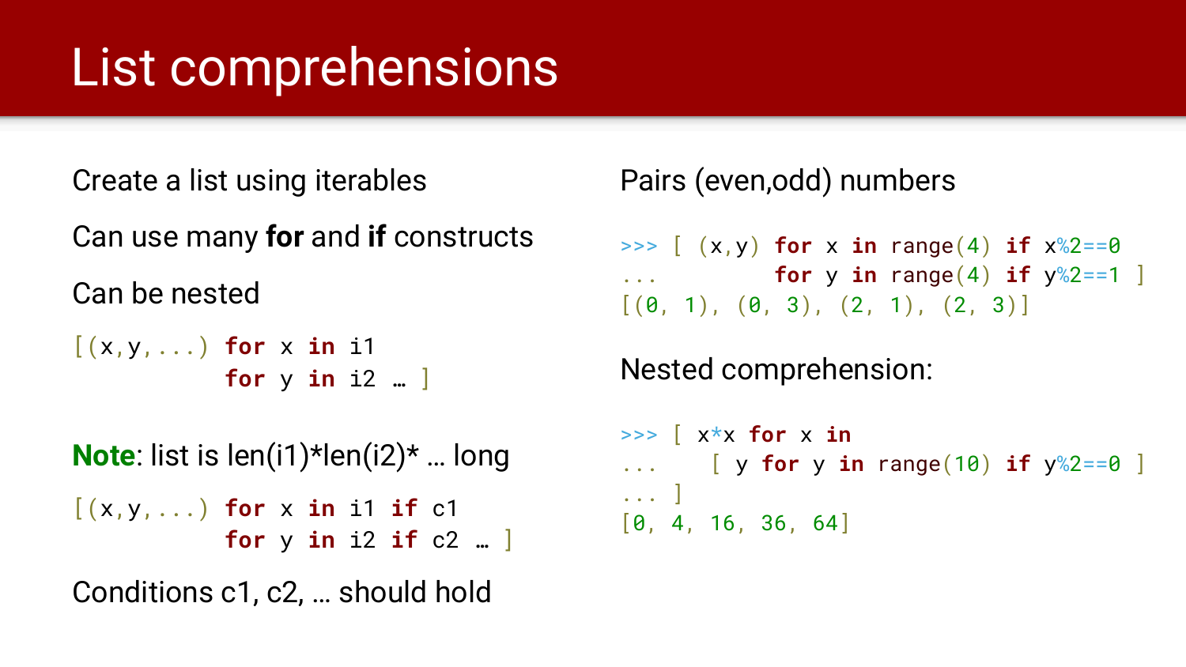# List comprehensions

Create a list using iterables

Can use many **for** and **if** constructs

Can be nested

```
[(x,y,...) for x in i1
           for y in i2 … ]
```

**Note**: list is len(i1)*len(i2)* … long

```
[(x,y,...) for x in i1 if c1
           for y in i2 if c2 … ]
```

Conditions c1, c2, … should hold

Pairs (even,odd) numbers

```
>>> [ (x,y) for x in range(4) if x%2==0
...         for y in range(4) if y%2==1 ]
[(0, 1), (0, 3), (2, 1), (2, 3)]
```

Nested comprehension:

```
>>> [ x*x for x in
...     [ y for y in range(10) if y%2==0 ]
... ]
[0, 4, 16, 36, 64]
```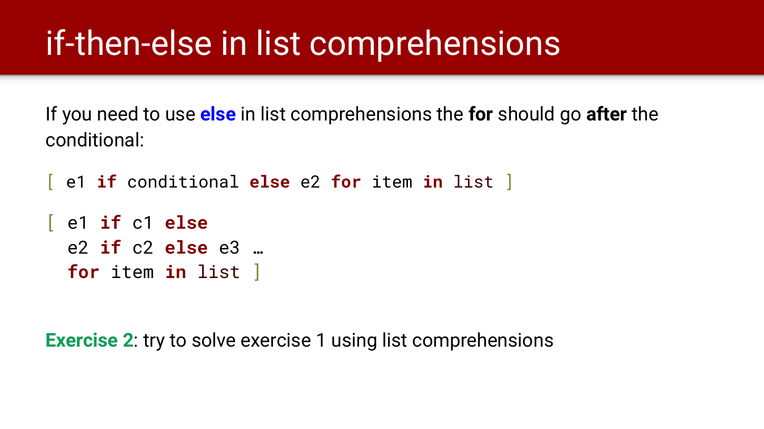# if-then-else in list comprehensions

If you need to use **else** in list comprehensions the **for** should go **after** the conditional:

```
[ e1 if conditional else e2 for item in list ]
```

```
[ e1 if c1 else
  e2 if c2 else e3 …
  for item in list ]
```

**Exercise 2**: try to solve exercise 1 using list comprehensions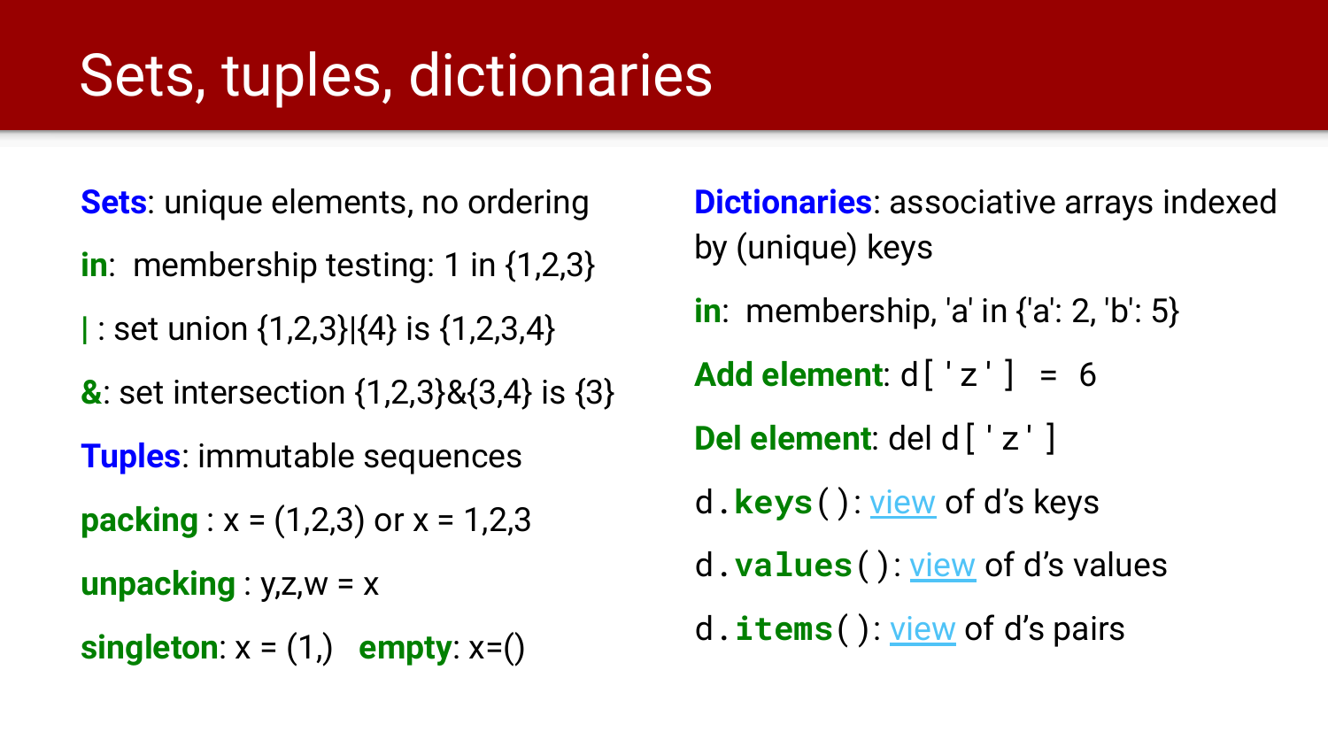# Sets, tuples, dictionaries

**Sets**: unique elements, no ordering

**in**: membership testing: 1 in {1,2,3}

**|** : set union {1,2,3}|{4} is {1,2,3,4}

**&**: set intersection {1,2,3}&{3,4} is {3}

**Tuples**: immutable sequences

**packing** : x = (1,2,3) or x = 1,2,3

**unpacking** : y,z,w = x

**singleton**: x = (1,)   **empty**: x=()

**Dictionaries**: associative arrays indexed by (unique) keys

**in**: membership, 'a' in {'a': 2, 'b': 5}

**Add element**: `d['z'] = 6`

**Del element**: del `d['z']`

`d.keys()`: view of d's keys

`d.values()`: view of d's values

`d.items()`: view of d's pairs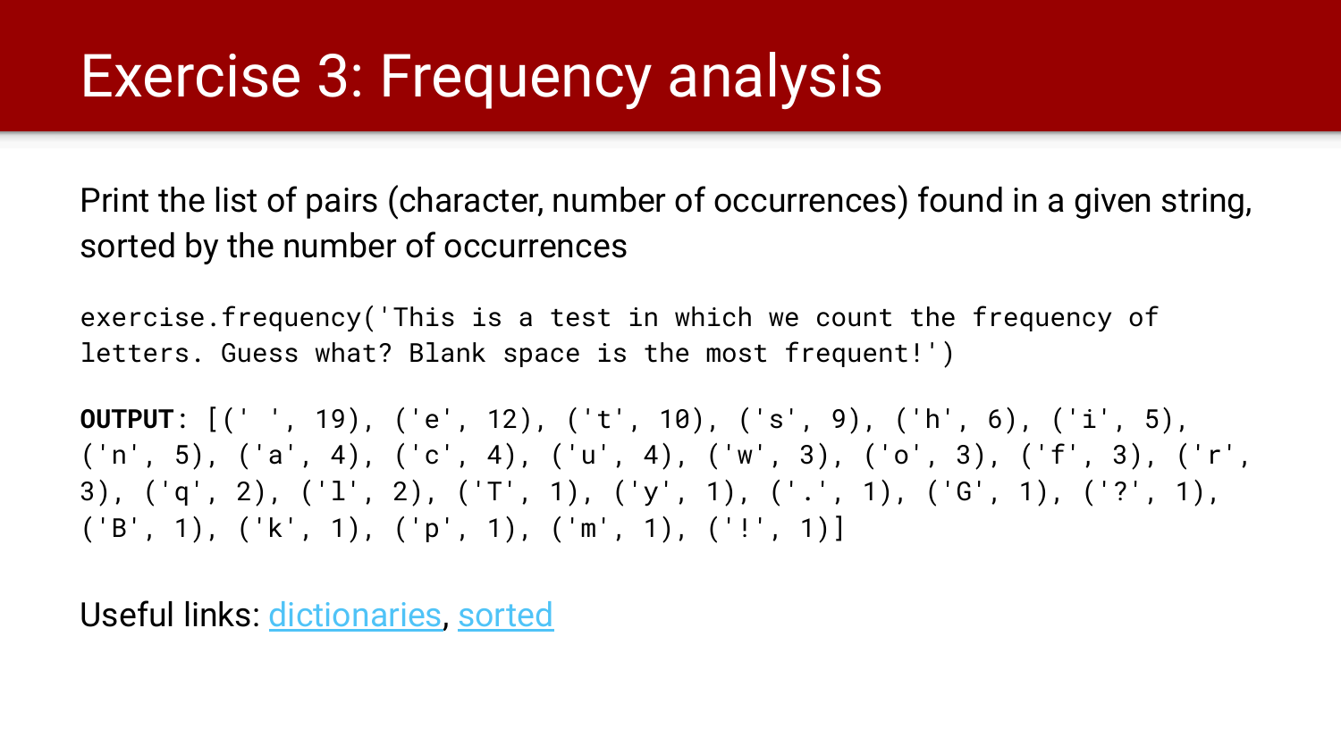# Exercise 3: Frequency analysis

Print the list of pairs (character, number of occurrences) found in a given string, sorted by the number of occurrences

```
exercise.frequency('This is a test in which we count the frequency of letters. Guess what? Blank space is the most frequent!')
```

**OUTPUT**: `[(' ', 19), ('e', 12), ('t', 10), ('s', 9), ('h', 6), ('i', 5), ('n', 5), ('a', 4), ('c', 4), ('u', 4), ('w', 3), ('o', 3), ('f', 3), ('r', 3), ('q', 2), ('l', 2), ('T', 1), ('y', 1), ('.', 1), ('G', 1), ('?', 1), ('B', 1), ('k', 1), ('p', 1), ('m', 1), ('!', 1)]`

Useful links: dictionaries, sorted